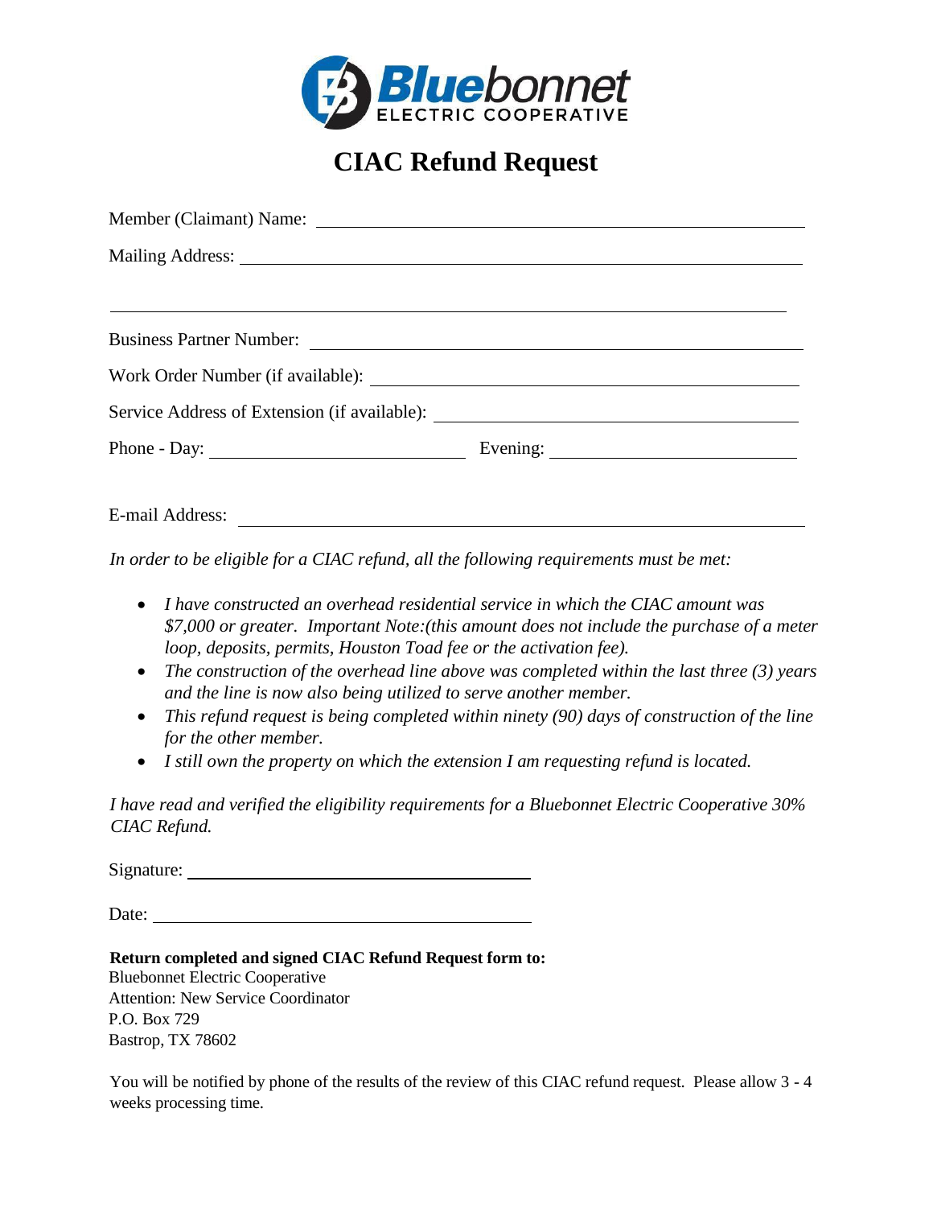Bluebonnet ELECTRIC COOPERATIVE

# CIAC Refund Request

Member (Claimant) Name: ______________________________

Mailing Address: ______________________________

______________________________

Business Partner Number: ______________________________

Work Order Number (if available): ______________________________

Service Address of Extension (if available): ______________________________

Phone - Day: ______________________ Evening: ______________________

E-mail Address: ______________________________

*In order to be eligible for a CIAC refund, all the following requirements must be met:*

- *I have constructed an overhead residential service in which the CIAC amount was $7,000 or greater. Important Note:(this amount does not include the purchase of a meter loop, deposits, permits, Houston Toad fee or the activation fee).*
- *The construction of the overhead line above was completed within the last three (3) years and the line is now also being utilized to serve another member.*
- *This refund request is being completed within ninety (90) days of construction of the line for the other member.*
- *I still own the property on which the extension I am requesting refund is located.*

*I have read and verified the eligibility requirements for a Bluebonnet Electric Cooperative 30% CIAC Refund.*

Signature: ______________________________

Date: ______________________________

**Return completed and signed CIAC Refund Request form to:**
Bluebonnet Electric Cooperative
Attention: New Service Coordinator
P.O. Box 729
Bastrop, TX 78602

You will be notified by phone of the results of the review of this CIAC refund request. Please allow 3 - 4 weeks processing time.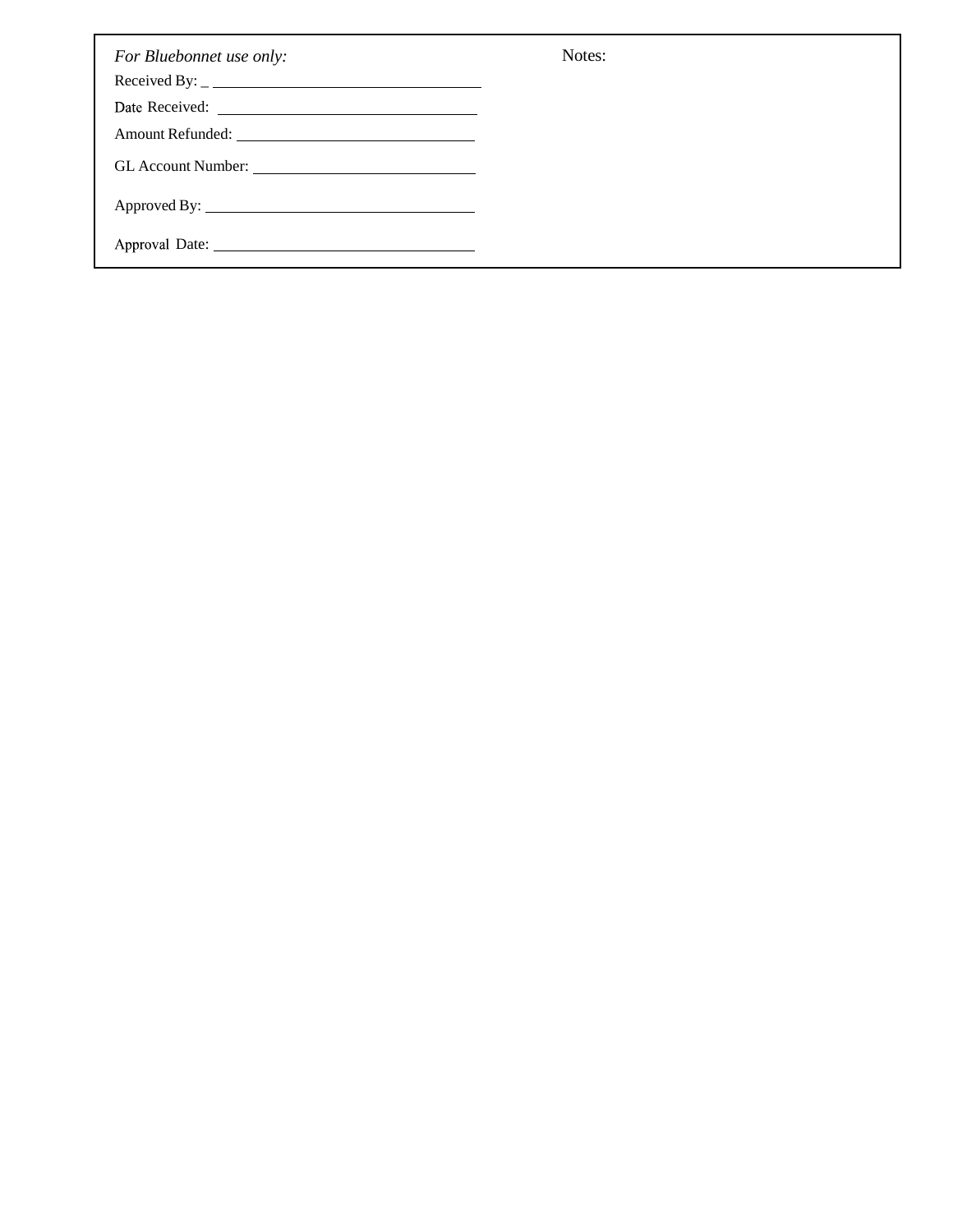*For Bluebonnet use only:*

Received By: _ ______________________________

Date Received: ______________________________

Amount Refunded: ______________________________

GL Account Number: ______________________________

Approved By: ______________________________

Approval Date: ______________________________

Notes: